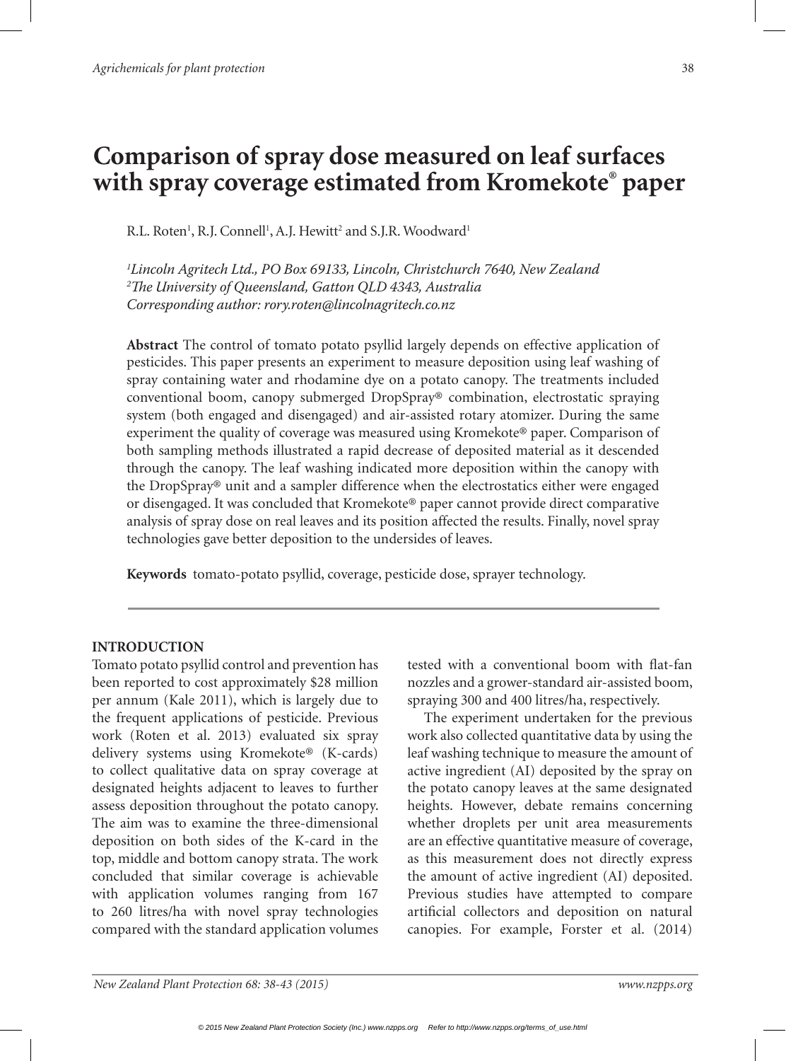# Comparison of spray dose measured on leaf surfaces with spray coverage estimated from Kromekote® paper

R.L. Roten[1], R.J. Connell[1], A.J. Hewitt[2] and S.J.R. Woodward[1]

*[1]Lincoln Agritech Ltd., PO Box 69133, Lincoln, Christchurch 7640, New Zealand*
*[2]The University of Queensland, Gatton QLD 4343, Australia*
*Corresponding author: rory.roten@lincolnagritech.co.nz*

**Abstract** The control of tomato potato psyllid largely depends on effective application of pesticides. This paper presents an experiment to measure deposition using leaf washing of spray containing water and rhodamine dye on a potato canopy. The treatments included conventional boom, canopy submerged DropSpray® combination, electrostatic spraying system (both engaged and disengaged) and air-assisted rotary atomizer. During the same experiment the quality of coverage was measured using Kromekote® paper. Comparison of both sampling methods illustrated a rapid decrease of deposited material as it descended through the canopy. The leaf washing indicated more deposition within the canopy with the DropSpray® unit and a sampler difference when the electrostatics either were engaged or disengaged. It was concluded that Kromekote® paper cannot provide direct comparative analysis of spray dose on real leaves and its position affected the results. Finally, novel spray technologies gave better deposition to the undersides of leaves.

**Keywords** tomato-potato psyllid, coverage, pesticide dose, sprayer technology.

## INTRODUCTION

Tomato potato psyllid control and prevention has been reported to cost approximately $28 million per annum (Kale 2011), which is largely due to the frequent applications of pesticide. Previous work (Roten et al. 2013) evaluated six spray delivery systems using Kromekote® (K-cards) to collect qualitative data on spray coverage at designated heights adjacent to leaves to further assess deposition throughout the potato canopy. The aim was to examine the three-dimensional deposition on both sides of the K-card in the top, middle and bottom canopy strata. The work concluded that similar coverage is achievable with application volumes ranging from 167 to 260 litres/ha with novel spray technologies compared with the standard application volumes tested with a conventional boom with flat-fan nozzles and a grower-standard air-assisted boom, spraying 300 and 400 litres/ha, respectively.

The experiment undertaken for the previous work also collected quantitative data by using the leaf washing technique to measure the amount of active ingredient (AI) deposited by the spray on the potato canopy leaves at the same designated heights. However, debate remains concerning whether droplets per unit area measurements are an effective quantitative measure of coverage, as this measurement does not directly express the amount of active ingredient (AI) deposited. Previous studies have attempted to compare artificial collectors and deposition on natural canopies. For example, Forster et al. (2014)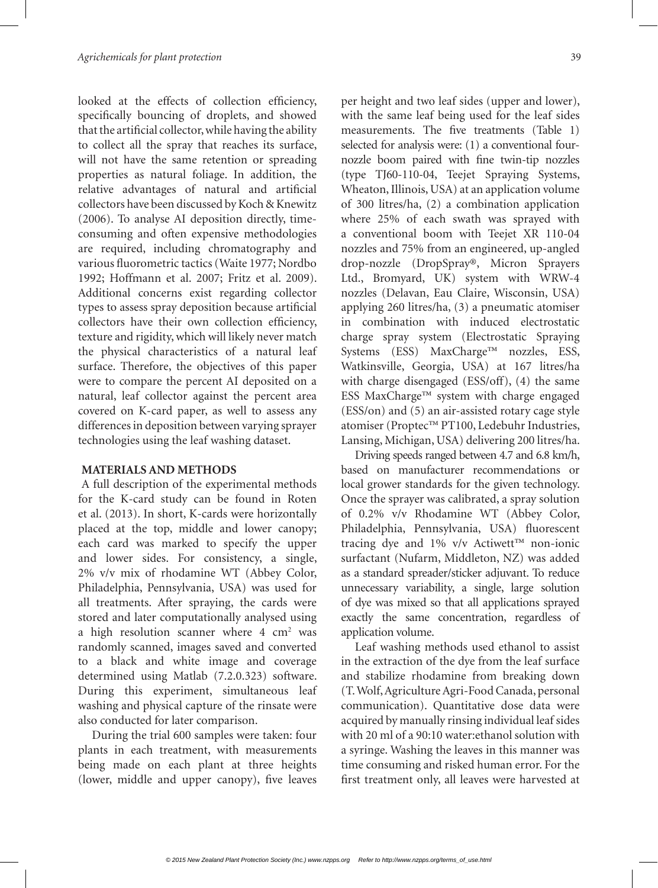looked at the effects of collection efficiency, specifically bouncing of droplets, and showed that the artificial collector, while having the ability to collect all the spray that reaches its surface, will not have the same retention or spreading properties as natural foliage. In addition, the relative advantages of natural and artificial collectors have been discussed by Koch & Knewitz (2006). To analyse AI deposition directly, time-consuming and often expensive methodologies are required, including chromatography and various fluorometric tactics (Waite 1977; Nordbo 1992; Hoffmann et al. 2007; Fritz et al. 2009). Additional concerns exist regarding collector types to assess spray deposition because artificial collectors have their own collection efficiency, texture and rigidity, which will likely never match the physical characteristics of a natural leaf surface. Therefore, the objectives of this paper were to compare the percent AI deposited on a natural, leaf collector against the percent area covered on K-card paper, as well to assess any differences in deposition between varying sprayer technologies using the leaf washing dataset.

## MATERIALS AND METHODS

A full description of the experimental methods for the K-card study can be found in Roten et al. (2013). In short, K-cards were horizontally placed at the top, middle and lower canopy; each card was marked to specify the upper and lower sides. For consistency, a single, 2% v/v mix of rhodamine WT (Abbey Color, Philadelphia, Pennsylvania, USA) was used for all treatments. After spraying, the cards were stored and later computationally analysed using a high resolution scanner where 4 $cm^2$ was randomly scanned, images saved and converted to a black and white image and coverage determined using Matlab (7.2.0.323) software. During this experiment, simultaneous leaf washing and physical capture of the rinsate were also conducted for later comparison.

During the trial 600 samples were taken: four plants in each treatment, with measurements being made on each plant at three heights (lower, middle and upper canopy), five leaves per height and two leaf sides (upper and lower), with the same leaf being used for the leaf sides measurements. The five treatments (Table 1) selected for analysis were: (1) a conventional four-nozzle boom paired with fine twin-tip nozzles (type TJ60-110-04, Teejet Spraying Systems, Wheaton, Illinois, USA) at an application volume of 300 litres/ha, (2) a combination application where 25% of each swath was sprayed with a conventional boom with Teejet XR 110-04 nozzles and 75% from an engineered, up-angled drop-nozzle (DropSpray®, Micron Sprayers Ltd., Bromyard, UK) system with WRW-4 nozzles (Delavan, Eau Claire, Wisconsin, USA) applying 260 litres/ha, (3) a pneumatic atomiser in combination with induced electrostatic charge spray system (Electrostatic Spraying Systems (ESS) MaxCharge™ nozzles, ESS, Watkinsville, Georgia, USA) at 167 litres/ha with charge disengaged (ESS/off), (4) the same ESS MaxCharge™ system with charge engaged (ESS/on) and (5) an air-assisted rotary cage style atomiser (Proptec™ PT100, Ledebuhr Industries, Lansing, Michigan, USA) delivering 200 litres/ha.

Driving speeds ranged between 4.7 and 6.8 km/h, based on manufacturer recommendations or local grower standards for the given technology. Once the sprayer was calibrated, a spray solution of 0.2% v/v Rhodamine WT (Abbey Color, Philadelphia, Pennsylvania, USA) fluorescent tracing dye and 1% v/v Actiwett™ non-ionic surfactant (Nufarm, Middleton, NZ) was added as a standard spreader/sticker adjuvant. To reduce unnecessary variability, a single, large solution of dye was mixed so that all applications sprayed exactly the same concentration, regardless of application volume.

Leaf washing methods used ethanol to assist in the extraction of the dye from the leaf surface and stabilize rhodamine from breaking down (T. Wolf, Agriculture Agri-Food Canada, personal communication). Quantitative dose data were acquired by manually rinsing individual leaf sides with 20 ml of a 90:10 water:ethanol solution with a syringe. Washing the leaves in this manner was time consuming and risked human error. For the first treatment only, all leaves were harvested at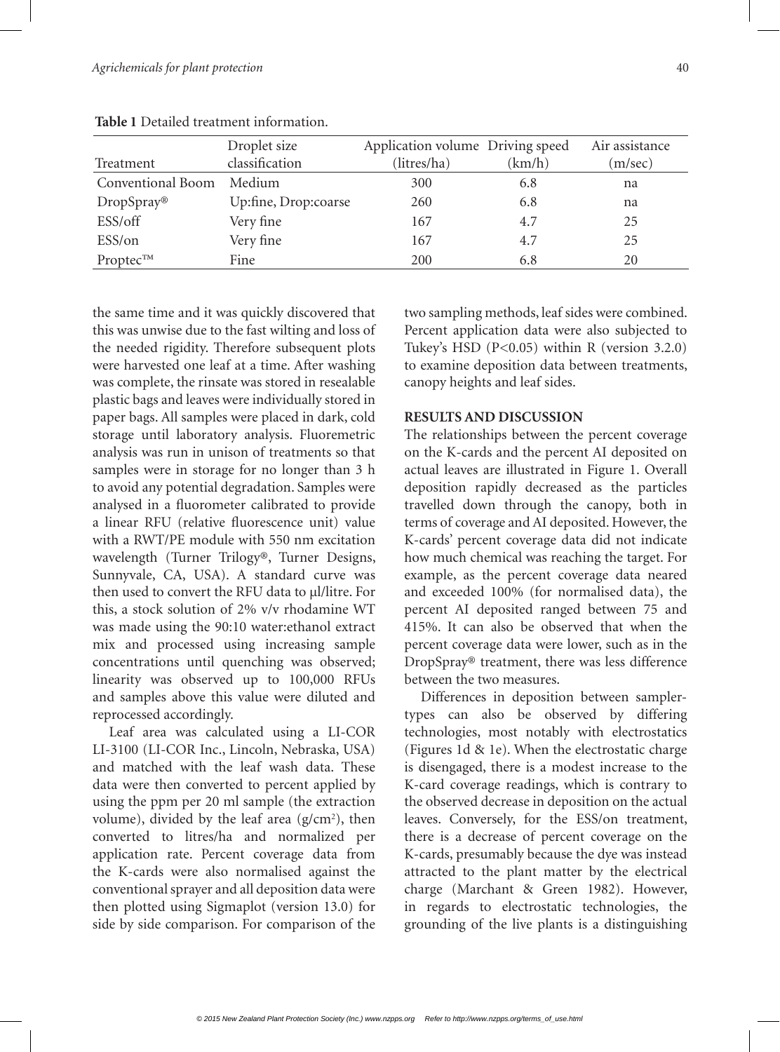**Table 1** Detailed treatment information.

| Treatment | Droplet size classification | Application volume (litres/ha) | Driving speed (km/h) | Air assistance (m/sec) |
|---|---|---|---|---|
| Conventional Boom | Medium | 300 | 6.8 | na |
| DropSpray® | Up:fine, Drop:coarse | 260 | 6.8 | na |
| ESS/off | Very fine | 167 | 4.7 | 25 |
| ESS/on | Very fine | 167 | 4.7 | 25 |
| Proptec™ | Fine | 200 | 6.8 | 20 |

the same time and it was quickly discovered that this was unwise due to the fast wilting and loss of the needed rigidity. Therefore subsequent plots were harvested one leaf at a time. After washing was complete, the rinsate was stored in resealable plastic bags and leaves were individually stored in paper bags. All samples were placed in dark, cold storage until laboratory analysis. Fluoremetric analysis was run in unison of treatments so that samples were in storage for no longer than 3 h to avoid any potential degradation. Samples were analysed in a fluorometer calibrated to provide a linear RFU (relative fluorescence unit) value with a RWT/PE module with 550 nm excitation wavelength (Turner Trilogy®, Turner Designs, Sunnyvale, CA, USA). A standard curve was then used to convert the RFU data to μl/litre. For this, a stock solution of 2% v/v rhodamine WT was made using the 90:10 water:ethanol extract mix and processed using increasing sample concentrations until quenching was observed; linearity was observed up to 100,000 RFUs and samples above this value were diluted and reprocessed accordingly.

Leaf area was calculated using a LI-COR LI-3100 (LI-COR Inc., Lincoln, Nebraska, USA) and matched with the leaf wash data. These data were then converted to percent applied by using the ppm per 20 ml sample (the extraction volume), divided by the leaf area ($g/cm^2$), then converted to litres/ha and normalized per application rate. Percent coverage data from the K-cards were also normalised against the conventional sprayer and all deposition data were then plotted using Sigmaplot (version 13.0) for side by side comparison. For comparison of the two sampling methods, leaf sides were combined. Percent application data were also subjected to Tukey's HSD ($P<0.05$) within R (version 3.2.0) to examine deposition data between treatments, canopy heights and leaf sides.

## RESULTS AND DISCUSSION

The relationships between the percent coverage on the K-cards and the percent AI deposited on actual leaves are illustrated in Figure 1. Overall deposition rapidly decreased as the particles travelled down through the canopy, both in terms of coverage and AI deposited. However, the K-cards' percent coverage data did not indicate how much chemical was reaching the target. For example, as the percent coverage data neared and exceeded 100% (for normalised data), the percent AI deposited ranged between 75 and 415%. It can also be observed that when the percent coverage data were lower, such as in the DropSpray® treatment, there was less difference between the two measures.

Differences in deposition between sampler-types can also be observed by differing technologies, most notably with electrostatics (Figures 1d & 1e). When the electrostatic charge is disengaged, there is a modest increase to the K-card coverage readings, which is contrary to the observed decrease in deposition on the actual leaves. Conversely, for the ESS/on treatment, there is a decrease of percent coverage on the K-cards, presumably because the dye was instead attracted to the plant matter by the electrical charge (Marchant & Green 1982). However, in regards to electrostatic technologies, the grounding of the live plants is a distinguishing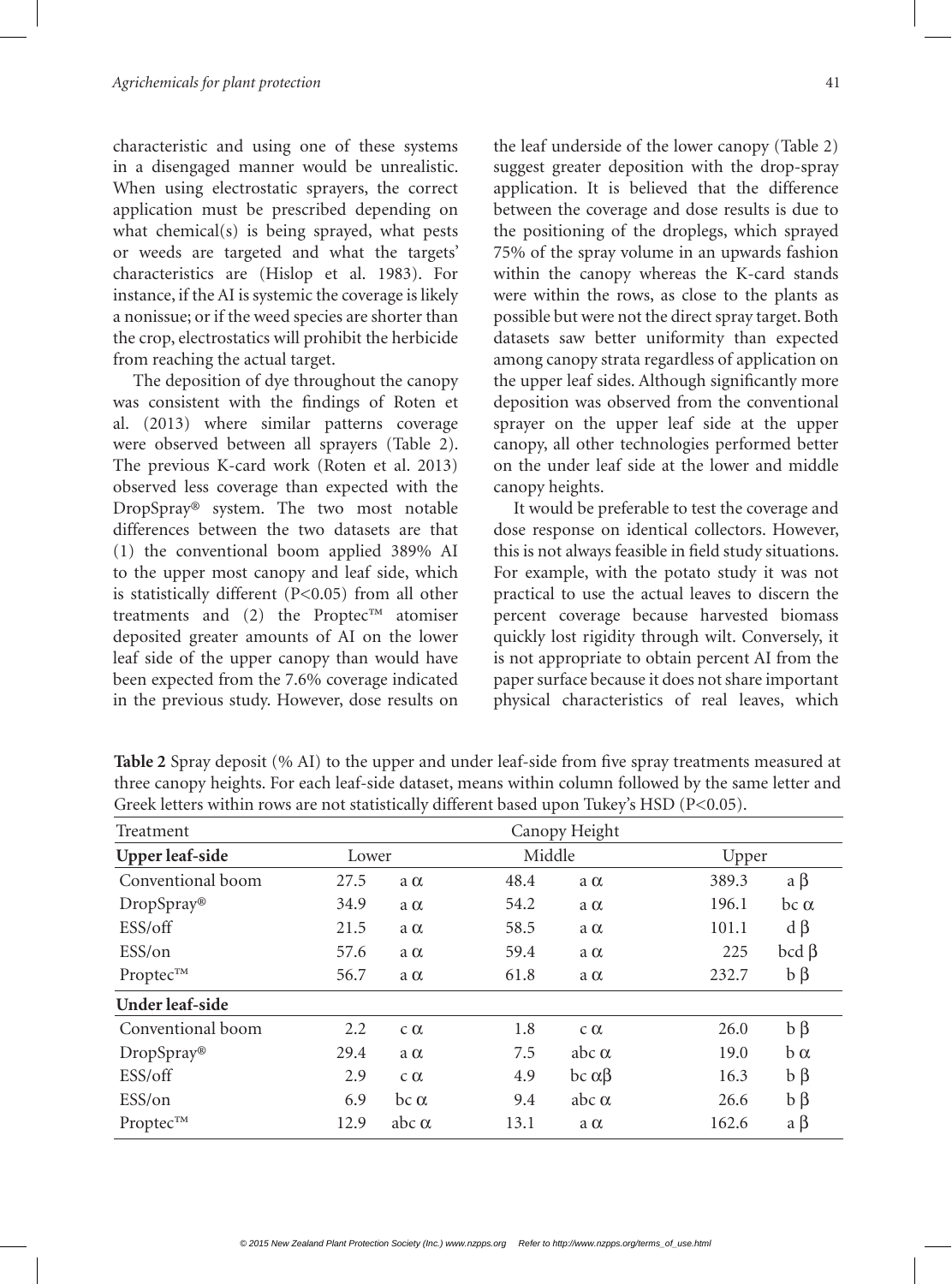characteristic and using one of these systems in a disengaged manner would be unrealistic. When using electrostatic sprayers, the correct application must be prescribed depending on what chemical(s) is being sprayed, what pests or weeds are targeted and what the targets' characteristics are (Hislop et al. 1983). For instance, if the AI is systemic the coverage is likely a nonissue; or if the weed species are shorter than the crop, electrostatics will prohibit the herbicide from reaching the actual target.

The deposition of dye throughout the canopy was consistent with the findings of Roten et al. (2013) where similar patterns coverage were observed between all sprayers (Table 2). The previous K-card work (Roten et al. 2013) observed less coverage than expected with the DropSpray® system. The two most notable differences between the two datasets are that (1) the conventional boom applied 389% AI to the upper most canopy and leaf side, which is statistically different ($P<0.05$) from all other treatments and (2) the Proptec™ atomiser deposited greater amounts of AI on the lower leaf side of the upper canopy than would have been expected from the 7.6% coverage indicated in the previous study. However, dose results on the leaf underside of the lower canopy (Table 2) suggest greater deposition with the drop-spray application. It is believed that the difference between the coverage and dose results is due to the positioning of the droplegs, which sprayed 75% of the spray volume in an upwards fashion within the canopy whereas the K-card stands were within the rows, as close to the plants as possible but were not the direct spray target. Both datasets saw better uniformity than expected among canopy strata regardless of application on the upper leaf sides. Although significantly more deposition was observed from the conventional sprayer on the upper leaf side at the upper canopy, all other technologies performed better on the under leaf side at the lower and middle canopy heights.

It would be preferable to test the coverage and dose response on identical collectors. However, this is not always feasible in field study situations. For example, with the potato study it was not practical to use the actual leaves to discern the percent coverage because harvested biomass quickly lost rigidity through wilt. Conversely, it is not appropriate to obtain percent AI from the paper surface because it does not share important physical characteristics of real leaves, which

**Table 2** Spray deposit (% AI) to the upper and under leaf-side from five spray treatments measured at three canopy heights. For each leaf-side dataset, means within column followed by the same letter and Greek letters within rows are not statistically different based upon Tukey's HSD ($P<0.05$).

| Treatment | Canopy Height | | | | | |
|---|---|---|---|---|---|---|
| **Upper leaf-side** | Lower | | Middle | | Upper | |
| Conventional boom | 27.5 | a α | 48.4 | a α | 389.3 | a β |
| DropSpray® | 34.9 | a α | 54.2 | a α | 196.1 | bc α |
| ESS/off | 21.5 | a α | 58.5 | a α | 101.1 | d β |
| ESS/on | 57.6 | a α | 59.4 | a α | 225 | bcd β |
| Proptec™ | 56.7 | a α | 61.8 | a α | 232.7 | b β |
| **Under leaf-side** | | | | | | |
| Conventional boom | 2.2 | c α | 1.8 | c α | 26.0 | b β |
| DropSpray® | 29.4 | a α | 7.5 | abc α | 19.0 | b α |
| ESS/off | 2.9 | c α | 4.9 | bc αβ | 16.3 | b β |
| ESS/on | 6.9 | bc α | 9.4 | abc α | 26.6 | b β |
| Proptec™ | 12.9 | abc α | 13.1 | a α | 162.6 | a β |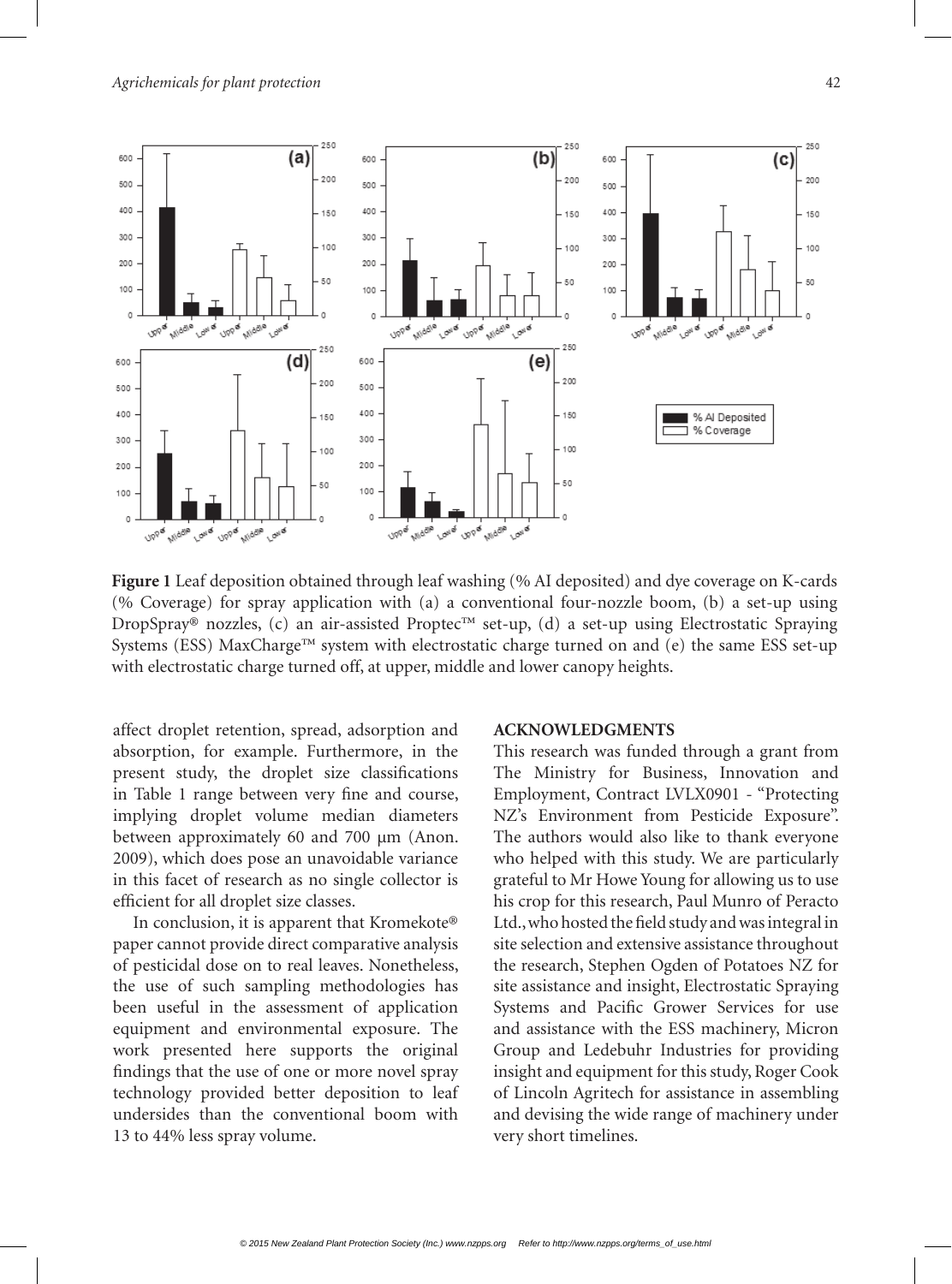**Figure 1** Leaf deposition obtained through leaf washing (% AI deposited) and dye coverage on K-cards (% Coverage) for spray application with (a) a conventional four-nozzle boom, (b) a set-up using DropSpray® nozzles, (c) an air-assisted Proptec™ set-up, (d) a set-up using Electrostatic Spraying Systems (ESS) MaxCharge™ system with electrostatic charge turned on and (e) the same ESS set-up with electrostatic charge turned off, at upper, middle and lower canopy heights.

affect droplet retention, spread, adsorption and absorption, for example. Furthermore, in the present study, the droplet size classifications in Table 1 range between very fine and course, implying droplet volume median diameters between approximately 60 and 700 µm (Anon. 2009), which does pose an unavoidable variance in this facet of research as no single collector is efficient for all droplet size classes.

In conclusion, it is apparent that Kromekote® paper cannot provide direct comparative analysis of pesticidal dose on to real leaves. Nonetheless, the use of such sampling methodologies has been useful in the assessment of application equipment and environmental exposure. The work presented here supports the original findings that the use of one or more novel spray technology provided better deposition to leaf undersides than the conventional boom with 13 to 44% less spray volume.

## ACKNOWLEDGMENTS

This research was funded through a grant from The Ministry for Business, Innovation and Employment, Contract LVLX0901 - "Protecting NZ's Environment from Pesticide Exposure". The authors would also like to thank everyone who helped with this study. We are particularly grateful to Mr Howe Young for allowing us to use his crop for this research, Paul Munro of Peracto Ltd., who hosted the field study and was integral in site selection and extensive assistance throughout the research, Stephen Ogden of Potatoes NZ for site assistance and insight, Electrostatic Spraying Systems and Pacific Grower Services for use and assistance with the ESS machinery, Micron Group and Ledebuhr Industries for providing insight and equipment for this study, Roger Cook of Lincoln Agritech for assistance in assembling and devising the wide range of machinery under very short timelines.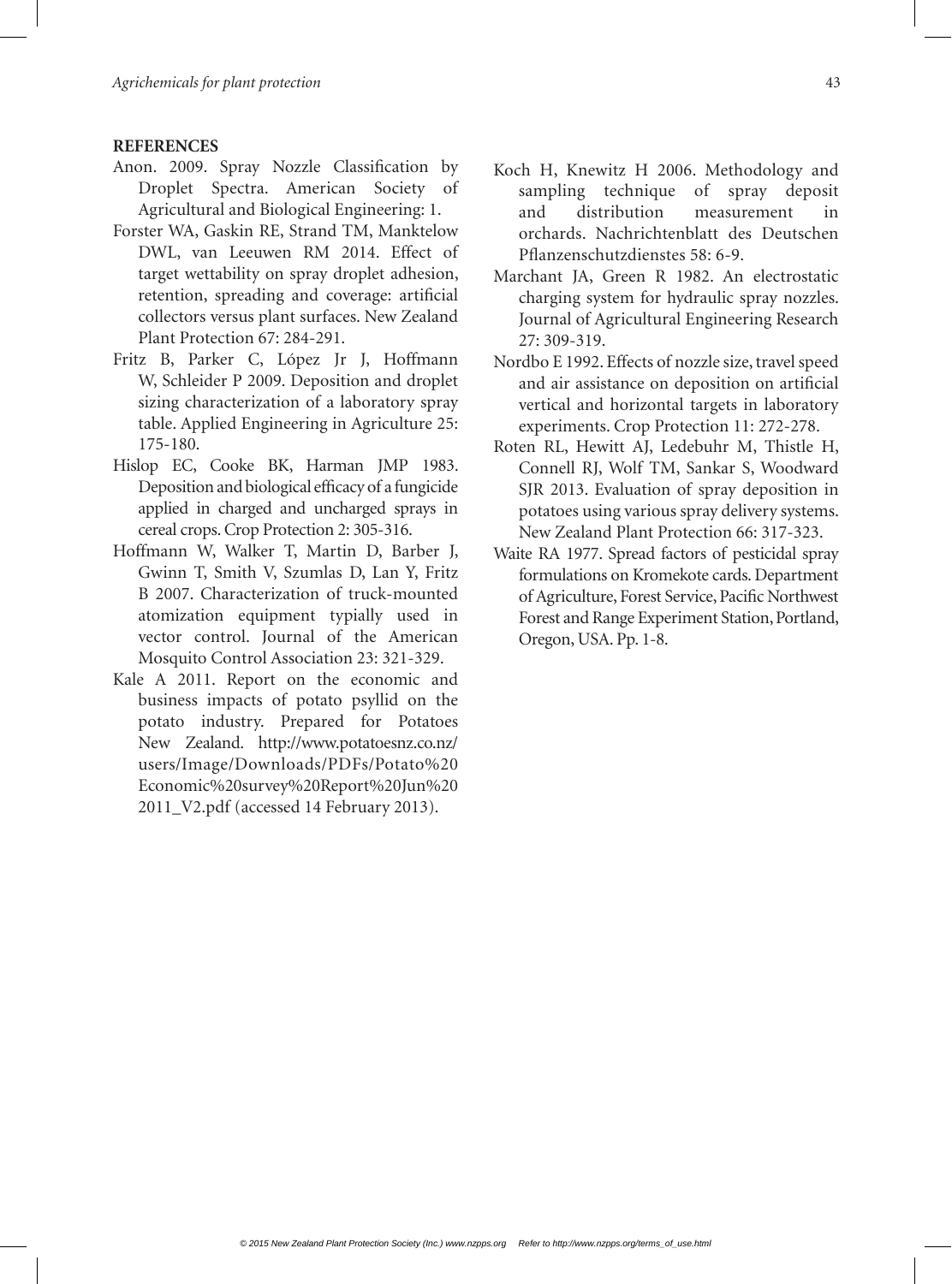## REFERENCES

Anon. 2009. Spray Nozzle Classification by Droplet Spectra. American Society of Agricultural and Biological Engineering: 1.

Forster WA, Gaskin RE, Strand TM, Manktelow DWL, van Leeuwen RM 2014. Effect of target wettability on spray droplet adhesion, retention, spreading and coverage: artificial collectors versus plant surfaces. New Zealand Plant Protection 67: 284-291.

Fritz B, Parker C, López Jr J, Hoffmann W, Schleider P 2009. Deposition and droplet sizing characterization of a laboratory spray table. Applied Engineering in Agriculture 25: 175-180.

Hislop EC, Cooke BK, Harman JMP 1983. Deposition and biological efficacy of a fungicide applied in charged and uncharged sprays in cereal crops. Crop Protection 2: 305-316.

Hoffmann W, Walker T, Martin D, Barber J, Gwinn T, Smith V, Szumlas D, Lan Y, Fritz B 2007. Characterization of truck-mounted atomization equipment typially used in vector control. Journal of the American Mosquito Control Association 23: 321-329.

Kale A 2011. Report on the economic and business impacts of potato psyllid on the potato industry. Prepared for Potatoes New Zealand. http://www.potatoesnz.co.nz/users/Image/Downloads/PDFs/Potato%20Economic%20survey%20Report%20Jun%202011_V2.pdf (accessed 14 February 2013).

Koch H, Knewitz H 2006. Methodology and sampling technique of spray deposit and distribution measurement in orchards. Nachrichtenblatt des Deutschen Pflanzenschutzdienstes 58: 6-9.

Marchant JA, Green R 1982. An electrostatic charging system for hydraulic spray nozzles. Journal of Agricultural Engineering Research 27: 309-319.

Nordbo E 1992. Effects of nozzle size, travel speed and air assistance on deposition on artificial vertical and horizontal targets in laboratory experiments. Crop Protection 11: 272-278.

Roten RL, Hewitt AJ, Ledebuhr M, Thistle H, Connell RJ, Wolf TM, Sankar S, Woodward SJR 2013. Evaluation of spray deposition in potatoes using various spray delivery systems. New Zealand Plant Protection 66: 317-323.

Waite RA 1977. Spread factors of pesticidal spray formulations on Kromekote cards. Department of Agriculture, Forest Service, Pacific Northwest Forest and Range Experiment Station, Portland, Oregon, USA. Pp. 1-8.